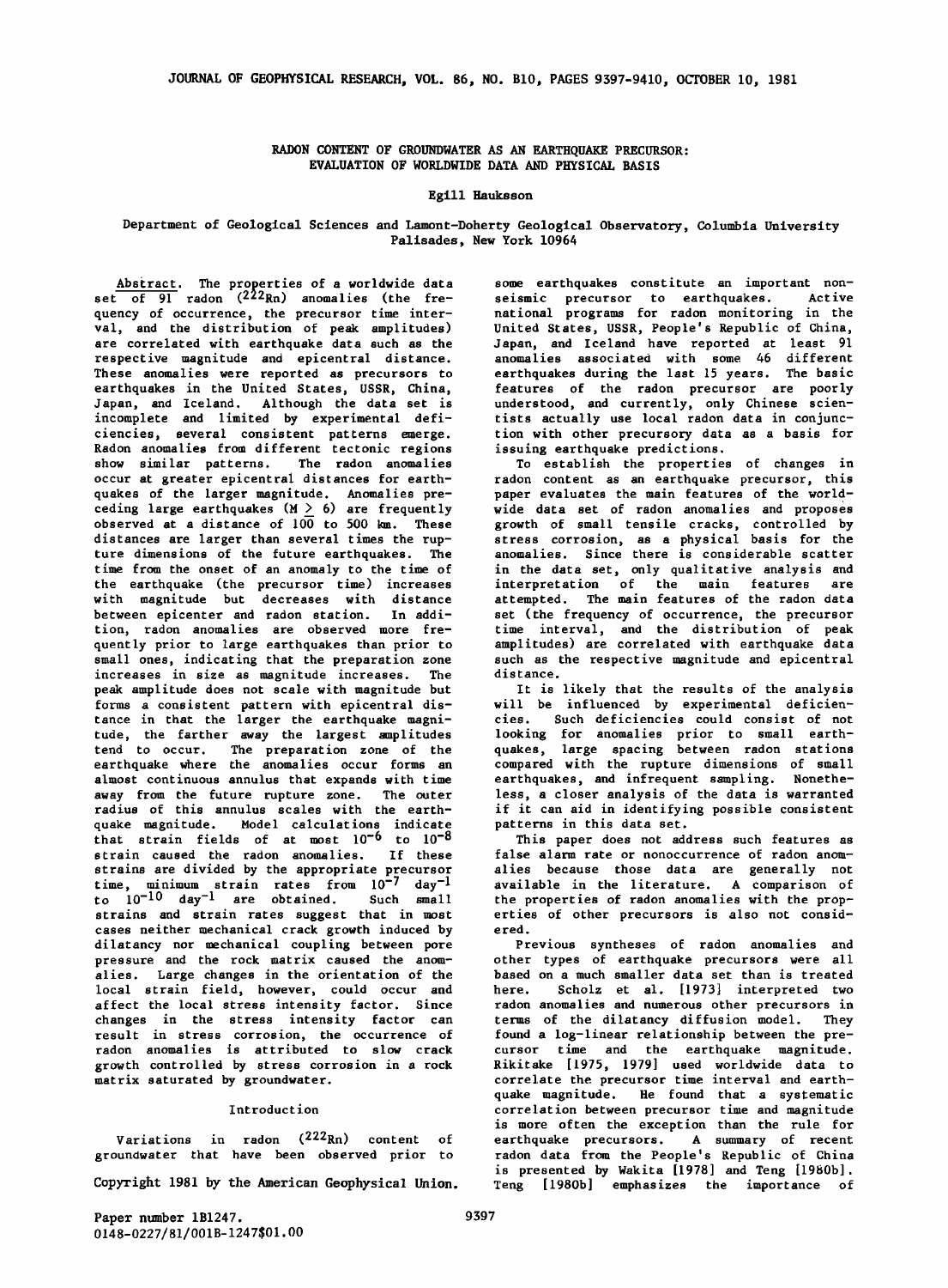# RADON CONTENT OF GROUNDWATER AS AN EARTHQUAKE PRECURSOR: EVALUATION OF WORLDWIDE DATA AND PHYSICAL BASIS

Egill Hauksson

Department of Geological Sciences and Lamont-Doherty Geological Observatory, Columbia University
Palisades, New York 10964

**Abstract.** The properties of a worldwide data set of 91 radon ($^{222}Rn$) anomalies (the frequency of occurrence, the precursor time interval, and the distribution of peak amplitudes) are correlated with earthquake data such as the respective magnitude and epicentral distance. These anomalies were reported as precursors to earthquakes in the United States, USSR, China, Japan, and Iceland. Although the data set is incomplete and limited by experimental deficiencies, several consistent patterns emerge. Radon anomalies from different tectonic regions show similar patterns. The radon anomalies occur at greater epicentral distances for earthquakes of the larger magnitude. Anomalies preceding large earthquakes ($M \geq 6$) are frequently observed at a distance of 100 to 500 km. These distances are larger than several times the rupture dimensions of the future earthquakes. The time from the onset of an anomaly to the time of the earthquake (the precursor time) increases with magnitude but decreases with distance between epicenter and radon station. In addition, radon anomalies are observed more frequently prior to large earthquakes than prior to small ones, indicating that the preparation zone increases in size as magnitude increases. The peak amplitude does not scale with magnitude but forms a consistent pattern with epicentral distance in that the larger the earthquake magnitude, the farther away the largest amplitudes tend to occur. The preparation zone of the earthquake where the anomalies occur forms an almost continuous annulus that expands with time away from the future rupture zone. The outer radius of this annulus scales with the earthquake magnitude. Model calculations indicate that strain fields of at most $10^{-6}$ to $10^{-8}$ strain caused the radon anomalies. If these strains are divided by the appropriate precursor time, minimum strain rates from $10^{-7}$ day$^{-1}$ to $10^{-10}$ day$^{-1}$ are obtained. Such small strains and strain rates suggest that in most cases neither mechanical crack growth induced by dilatancy nor mechanical coupling between pore pressure and the rock matrix caused the anomalies. Large changes in the orientation of the local strain field, however, could occur and affect the local stress intensity factor. Since changes in the stress intensity factor can result in stress corrosion, the occurrence of radon anomalies is attributed to slow crack growth controlled by stress corrosion in a rock matrix saturated by groundwater.

## Introduction

Variations in radon ($^{222}Rn$) content of groundwater that have been observed prior to some earthquakes constitute an important nonseismic precursor to earthquakes. Active national programs for radon monitoring in the United States, USSR, People's Republic of China, Japan, and Iceland have reported at least 91 anomalies associated with some 46 different earthquakes during the last 15 years. The basic features of the radon precursor are poorly understood, and currently, only Chinese scientists actually use local radon data in conjunction with other precursory data as a basis for issuing earthquake predictions.

To establish the properties of changes in radon content as an earthquake precursor, this paper evaluates the main features of the worldwide data set of radon anomalies and proposes growth of small tensile cracks, controlled by stress corrosion, as a physical basis for the anomalies. Since there is considerable scatter in the data set, only qualitative analysis and interpretation of the main features are attempted. The main features of the radon data set (the frequency of occurrence, the precursor time interval, and the distribution of peak amplitudes) are correlated with earthquake data such as the respective magnitude and epicentral distance.

It is likely that the results of the analysis will be influenced by experimental deficiencies. Such deficiencies could consist of not looking for anomalies prior to small earthquakes, large spacing between radon stations compared with the rupture dimensions of small earthquakes, and infrequent sampling. Nonetheless, a closer analysis of the data is warranted if it can aid in identifying possible consistent patterns in this data set.

This paper does not address such features as false alarm rate or nonoccurrence of radon anomalies because those data are generally not available in the literature. A comparison of the properties of radon anomalies with the properties of other precursors is also not considered.

Previous syntheses of radon anomalies and other types of earthquake precursors were all based on a much smaller data set than is treated here. Scholz et al. [1973] interpreted two radon anomalies and numerous other precursors in terms of the dilatancy diffusion model. They found a log-linear relationship between the precursor time and the earthquake magnitude. Rikitake [1975, 1979] used worldwide data to correlate the precursor time interval and earthquake magnitude. He found that a systematic correlation between precursor time and magnitude is more often the exception than the rule for earthquake precursors. A summary of recent radon data from the People's Republic of China is presented by Wakita [1978] and Teng [1980b]. Teng [1980b] emphasizes the importance of

Copyright 1981 by the American Geophysical Union.

Paper number 1B1247.
0148-0227/81/001B-1247$01.00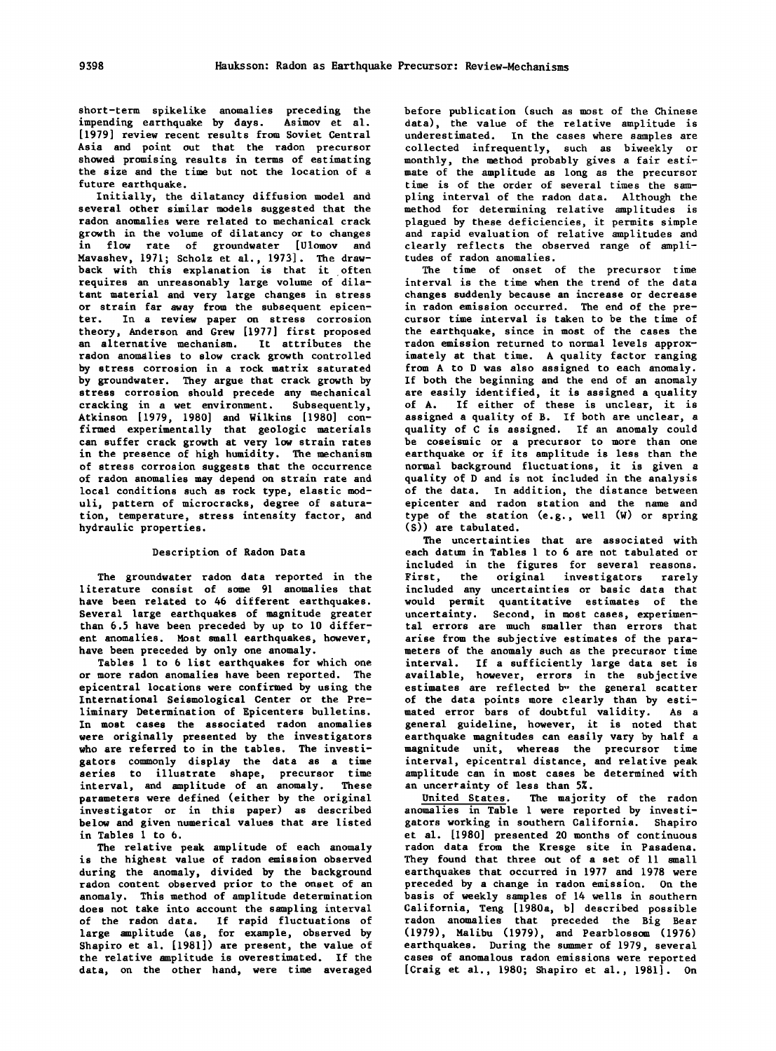short-term spikelike anomalies preceding the impending earthquake by days. Asimov et al. [1979] review recent results from Soviet Central Asia and point out that the radon precursor showed promising results in terms of estimating the size and the time but not the location of a future earthquake.

Initially, the dilatancy diffusion model and several other similar models suggested that the radon anomalies were related to mechanical crack growth in the volume of dilatancy or to changes in flow rate of groundwater [Ulomov and Mavashev, 1971; Scholz et al., 1973]. The drawback with this explanation is that it often requires an unreasonably large volume of dilatant material and very large changes in stress or strain far away from the subsequent epicenter. In a review paper on stress corrosion theory, Anderson and Grew [1977] first proposed an alternative mechanism. It attributes the radon anomalies to slow crack growth controlled by stress corrosion in a rock matrix saturated by groundwater. They argue that crack growth by stress corrosion should precede any mechanical cracking in a wet environment. Subsequently, Atkinson [1979, 1980] and Wilkins [1980] confirmed experimentally that geologic materials can suffer crack growth at very low strain rates in the presence of high humidity. The mechanism of stress corrosion suggests that the occurrence of radon anomalies may depend on strain rate and local conditions such as rock type, elastic moduli, pattern of microcracks, degree of saturation, temperature, stress intensity factor, and hydraulic properties.

## Description of Radon Data

The groundwater radon data reported in the literature consist of some 91 anomalies that have been related to 46 different earthquakes. Several large earthquakes of magnitude greater than 6.5 have been preceded by up to 10 different anomalies. Most small earthquakes, however, have been preceded by only one anomaly.

Tables 1 to 6 list earthquakes for which one or more radon anomalies have been reported. The epicentral locations were confirmed by using the International Seismological Center or the Preliminary Determination of Epicenters bulletins. In most cases the associated radon anomalies were originally presented by the investigators who are referred to in the tables. The investigators commonly display the data as a time series to illustrate shape, precursor time interval, and amplitude of an anomaly. These parameters were defined (either by the original investigator or in this paper) as described below and given numerical values that are listed in Tables 1 to 6.

The relative peak amplitude of each anomaly is the highest value of radon emission observed during the anomaly, divided by the background radon content observed prior to the onset of an anomaly. This method of amplitude determination does not take into account the sampling interval of the radon data. If rapid fluctuations of large amplitude (as, for example, observed by Shapiro et al. [1981]) are present, the value of the relative amplitude is overestimated. If the data, on the other hand, were time averaged before publication (such as most of the Chinese data), the value of the relative amplitude is underestimated. In the cases where samples are collected infrequently, such as biweekly or monthly, the method probably gives a fair estimate of the amplitude as long as the precursor time is of the order of several times the sampling interval of the radon data. Although the method for determining relative amplitudes is plagued by these deficiencies, it permits simple and rapid evaluation of relative amplitudes and clearly reflects the observed range of amplitudes of radon anomalies.

The time of onset of the precursor time interval is the time when the trend of the data changes suddenly because an increase or decrease in radon emission occurred. The end of the precursor time interval is taken to be the time of the earthquake, since in most of the cases the radon emission returned to normal levels approximately at that time. A quality factor ranging from A to D was also assigned to each anomaly. If both the beginning and the end of an anomaly are easily identified, it is assigned a quality of A. If either of these is unclear, it is assigned a quality of B. If both are unclear, a quality of C is assigned. If an anomaly could be coseismic or a precursor to more than one earthquake or if its amplitude is less than the normal background fluctuations, it is given a quality of D and is not included in the analysis of the data. In addition, the distance between epicenter and radon station and the name and type of the station (e.g., well (W) or spring (S)) are tabulated.

The uncertainties that are associated with each datum in Tables 1 to 6 are not tabulated or included in the figures for several reasons. First, the original investigators rarely included any uncertainties or basic data that would permit quantitative estimates of the uncertainty. Second, in most cases, experimental errors are much smaller than errors that arise from the subjective estimates of the parameters of the anomaly such as the precursor time interval. If a sufficiently large data set is available, however, errors in the subjective estimates are reflected by the general scatter of the data points more clearly than by estimated error bars of doubtful validity. As a general guideline, however, it is noted that earthquake magnitudes can easily vary by half a magnitude unit, whereas the precursor time interval, epicentral distance, and relative peak amplitude can in most cases be determined with an uncertainty of less than 5%.

United States. The majority of the radon anomalies in Table 1 were reported by investigators working in southern California. Shapiro et al. [1980] presented 20 months of continuous radon data from the Kresge site in Pasadena. They found that three out of a set of 11 small earthquakes that occurred in 1977 and 1978 were preceded by a change in radon emission. On the basis of weekly samples of 14 wells in southern California, Teng [1980a, b] described possible radon anomalies that preceded the Big Bear (1979), Malibu (1979), and Pearblossom (1976) earthquakes. During the summer of 1979, several cases of anomalous radon emissions were reported [Craig et al., 1980; Shapiro et al., 1981]. On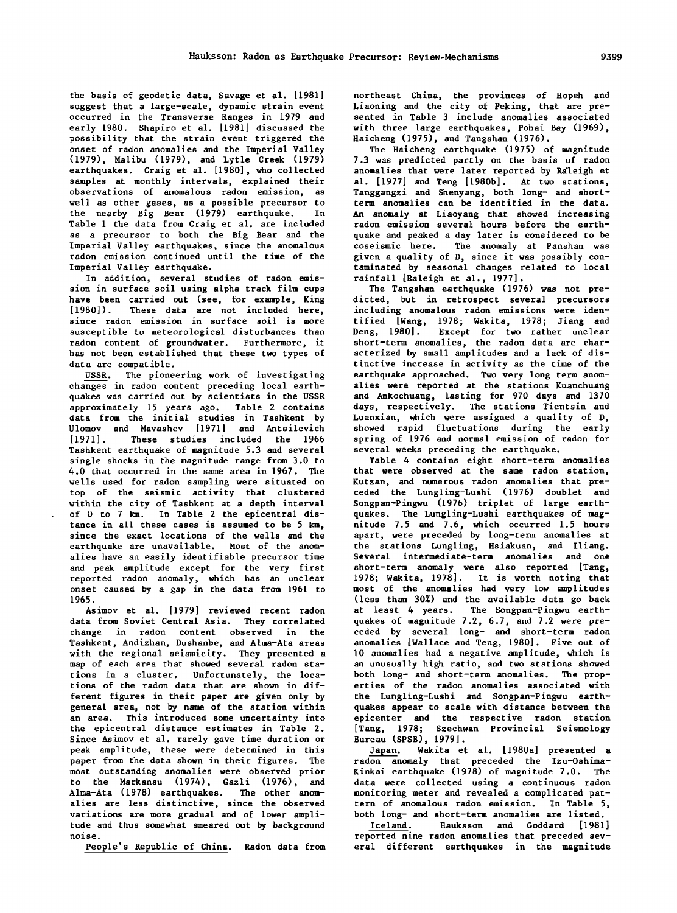the basis of geodetic data, Savage et al. [1981] suggest that a large-scale, dynamic strain event occurred in the Transverse Ranges in 1979 and early 1980. Shapiro et al. [1981] discussed the possibility that the strain event triggered the onset of radon anomalies and the Imperial Valley (1979), Malibu (1979), and Lytle Creek (1979) earthquakes. Craig et al. [1980], who collected samples at monthly intervals, explained their observations of anomalous radon emission, as well as other gases, as a possible precursor to the nearby Big Bear (1979) earthquake. In Table 1 the data from Craig et al. are included as a precursor to both the Big Bear and the Imperial Valley earthquakes, since the anomalous radon emission continued until the time of the Imperial Valley earthquake.

In addition, several studies of radon emission in surface soil using alpha track film cups have been carried out (see, for example, King [1980]). These data are not included here, since radon emission in surface soil is more susceptible to meteorological disturbances than radon content of groundwater. Furthermore, it has not been established that these two types of data are compatible.

USSR. The pioneering work of investigating changes in radon content preceding local earthquakes was carried out by scientists in the USSR approximately 15 years ago. Table 2 contains data from the initial studies in Tashkent by Ulomov and Mavashev [1971] and Antsilevich [1971]. These studies included the 1966 Tashkent earthquake of magnitude 5.3 and several single shocks in the magnitude range from 3.0 to 4.0 that occurred in the same area in 1967. The wells used for radon sampling were situated on top of the seismic activity that clustered within the city of Tashkent at a depth interval of 0 to 7 km. In Table 2 the epicentral distance in all these cases is assumed to be 5 km, since the exact locations of the wells and the earthquake are unavailable. Most of the anomalies have an easily identifiable precursor time and peak amplitude except for the very first reported radon anomaly, which has an unclear onset caused by a gap in the data from 1961 to 1965.

Asimov et al. [1979] reviewed recent radon data from Soviet Central Asia. They correlated change in radon content observed in the Tashkent, Andizhan, Dushanbe, and Alma-Ata areas with the regional seismicity. They presented a map of each area that showed several radon stations in a cluster. Unfortunately, the locations of the radon data that are shown in different figures in their paper are given only by general area, not by name of the station within an area. This introduced some uncertainty into the epicentral distance estimates in Table 2. Since Asimov et al. rarely gave time duration or peak amplitude, these were determined in this paper from the data shown in their figures. The most outstanding anomalies were observed prior to the Markansu (1974), Gazli (1976), and Alma-Ata (1978) earthquakes. The other anomalies are less distinctive, since the observed variations are more gradual and of lower amplitude and thus somewhat smeared out by background noise.

People's Republic of China. Radon data from northeast China, the provinces of Hopeh and Liaoning and the city of Peking, that are presented in Table 3 include anomalies associated with three large earthquakes, Pohai Bay (1969), Haicheng (1975), and Tangshan (1976).

The Haicheng earthquake (1975) of magnitude 7.3 was predicted partly on the basis of radon anomalies that were later reported by Raleigh et al. [1977] and Teng [1980b]. At two stations, Tanggangzi and Shenyang, both long- and short-term anomalies can be identified in the data. An anomaly at Liaoyang that showed increasing radon emission several hours before the earthquake and peaked a day later is considered to be coseismic here. The anomaly at Panshan was given a quality of D, since it was possibly contaminated by seasonal changes related to local rainfall [Raleigh et al., 1977].

The Tangshan earthquake (1976) was not predicted, but in retrospect several precursors including anomalous radon emissions were identified [Wang, 1978; Wakita, 1978; Jiang and Deng, 1980]. Except for two rather unclear short-term anomalies, the radon data are characterized by small amplitudes and a lack of distinctive increase in activity as the time of the earthquake approached. Two very long term anomalies were reported at the stations Kuanchuang and Ankochuang, lasting for 970 days and 1370 days, respectively. The stations Tientsin and Luanxian, which were assigned a quality of D, showed rapid fluctuations during the early spring of 1976 and normal emission of radon for several weeks preceding the earthquake.

Table 4 contains eight short-term anomalies that were observed at the same radon station, Kutzan, and numerous radon anomalies that preceded the Lungling-Lushi (1976) doublet and Songpan-Pingwu (1976) triplet of large earthquakes. The Lungling-Lushi earthquakes of magnitude 7.5 and 7.6, which occurred 1.5 hours apart, were preceded by long-term anomalies at the stations Lungling, Hsiakuan, and Iliang. Several intermediate-term anomalies and one short-term anomaly were also reported [Tang, 1978; Wakita, 1978]. It is worth noting that most of the anomalies had very low amplitudes (less than 30%) and the available data go back at least 4 years. The Songpan-Pingwu earthquakes of magnitude 7.2, 6.7, and 7.2 were preceded by several long- and short-term radon anomalies [Wallace and Teng, 1980]. Five out of 10 anomalies had a negative amplitude, which is an unusually high ratio, and two stations showed both long- and short-term anomalies. The properties of the radon anomalies associated with the Lungling-Lushi and Songpan-Pingwu earthquakes appear to scale with distance between the epicenter and the respective radon station [Tang, 1978; Szechwan Provincial Seismology Bureau (SPSB), 1979].

Japan. Wakita et al. [1980a] presented a radon anomaly that preceded the Izu-Oshima-Kinkai earthquake (1978) of magnitude 7.0. The data were collected using a continuous radon monitoring meter and revealed a complicated pattern of anomalous radon emission. In Table 5, both long- and short-term anomalies are listed.

Iceland. Hauksson and Goddard [1981] reported nine radon anomalies that preceded several different earthquakes in the magnitude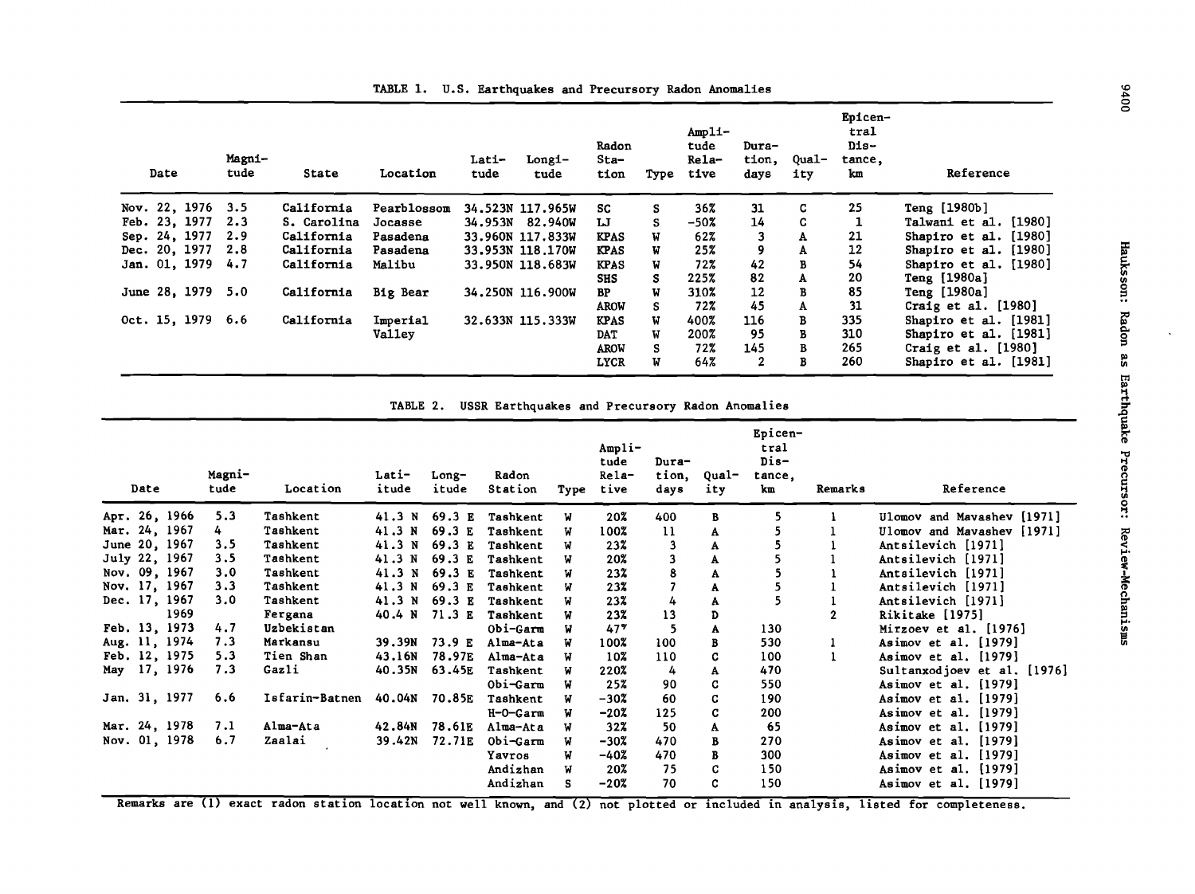TABLE 1. U.S. Earthquakes and Precursory Radon Anomalies

| Date | Magnitude | State | Location | Latitude | Longitude | Radon Station | Type | Amplitude Relative | Duration, days | Quality | Epicentral Distance, km | Reference |
|---|---|---|---|---|---|---|---|---|---|---|---|---|
| Nov. 22, 1976 | 3.5 | California | Pearblossom | 34.523N | 117.965W | SC | S | 36% | 31 | C | 25 | Teng [1980b] |
| Feb. 23, 1977 | 2.3 | S. Carolina | Jocasse | 34.953N | 82.940W | LJ | S | -50% | 14 | C | 1 | Talwani et al. [1980] |
| Sep. 24, 1977 | 2.9 | California | Pasadena | 33.960N | 117.833W | KPAS | W | 62% | 3 | A | 21 | Shapiro et al. [1980] |
| Dec. 20, 1977 | 2.8 | California | Pasadena | 33.953N | 118.170W | KPAS | W | 25% | 9 | A | 12 | Shapiro et al. [1980] |
| Jan. 01, 1979 | 4.7 | California | Malibu | 33.950N | 118.683W | KPAS | W | 72% | 42 | B | 54 | Shapiro et al. [1980] |
| | | | | | | SHS | S | 225% | 82 | A | 20 | Teng [1980a] |
| June 28, 1979 | 5.0 | California | Big Bear | 34.250N | 116.900W | BP | W | 310% | 12 | B | 85 | Teng [1980a] |
| | | | | | | AROW | S | 72% | 45 | A | 31 | Craig et al. [1980] |
| Oct. 15, 1979 | 6.6 | California | Imperial Valley | 32.633N | 115.333W | KPAS | W | 400% | 116 | B | 335 | Shapiro et al. [1981] |
| | | | | | | DAT | W | 200% | 95 | B | 310 | Shapiro et al. [1981] |
| | | | | | | AROW | S | 72% | 145 | B | 265 | Craig et al. [1980] |
| | | | | | | LYCR | W | 64% | 2 | B | 260 | Shapiro et al. [1981] |

TABLE 2. USSR Earthquakes and Precursory Radon Anomalies

| Date | Magnitude | Location | Latitude | Longitude | Radon Station | Type | Amplitude Relative | Duration, days | Quality | Epicentral Distance, km | Remarks | Reference |
|---|---|---|---|---|---|---|---|---|---|---|---|---|
| Apr. 26, 1966 | 5.3 | Tashkent | 41.3 N | 69.3 E | Tashkent | W | 20% | 400 | B | 5 | 1 | Ulomov and Mavashev [1971] |
| Mar. 24, 1967 | 4 | Tashkent | 41.3 N | 69.3 E | Tashkent | W | 100% | 11 | A | 5 | 1 | Ulomov and Mavashev [1971] |
| June 20, 1967 | 3.5 | Tashkent | 41.3 N | 69.3 E | Tashkent | W | 23% | 3 | A | 5 | 1 | Antsilevich [1971] |
| July 22, 1967 | 3.5 | Tashkent | 41.3 N | 69.3 E | Tashkent | W | 20% | 3 | A | 5 | 1 | Antsilevich [1971] |
| Nov. 09, 1967 | 3.0 | Tashkent | 41.3 N | 69.3 E | Tashkent | W | 23% | 8 | A | 5 | 1 | Antsilevich [1971] |
| Nov. 17, 1967 | 3.3 | Tashkent | 41.3 N | 69.3 E | Tashkent | W | 23% | 7 | A | 5 | 1 | Antsilevich [1971] |
| Dec. 17, 1967 | 3.0 | Tashkent | 41.3 N | 69.3 E | Tashkent | W | 23% | 4 | A | 5 | 1 | Antsilevich [1971] |
| 1969 | | Fergana | 40.4 N | 71.3 E | Tashkent | W | 23% | 13 | D | | 2 | Rikitake [1975] |
| Feb. 13, 1973 | 4.7 | Uzbekistan | | | Obi-Garm | W | 47% | 5 | A | 130 | | Mirzoev et al. [1976] |
| Aug. 11, 1974 | 7.3 | Markansu | 39.39N | 73.9 E | Alma-Ata | W | 100% | 100 | B | 530 | 1 | Asimov et al. [1979] |
| Feb. 12, 1975 | 5.3 | Tien Shan | 43.16N | 78.97E | Alma-Ata | W | 10% | 110 | C | 100 | 1 | Asimov et al. [1979] |
| May 17, 1976 | 7.3 | Gazli | 40.35N | 63.45E | Tashkent | W | 220% | 4 | A | 470 | | Sultanxodjoev et al. [1976] |
| | | | | | Obi-Garm | W | 25% | 90 | C | 550 | | Asimov et al. [1979] |
| Jan. 31, 1977 | 6.6 | Isfarin-Batnen | 40.04N | 70.85E | Tashkent | W | -30% | 60 | C | 190 | | Asimov et al. [1979] |
| | | | | | H-O-Garm | W | -20% | 125 | C | 200 | | Asimov et al. [1979] |
| Mar. 24, 1978 | 7.1 | Alma-Ata | 42.84N | 78.61E | Alma-Ata | W | 32% | 50 | A | 65 | | Asimov et al. [1979] |
| Nov. 01, 1978 | 6.7 | Zaalai | 39.42N | 72.71E | Obi-Garm | W | -30% | 470 | B | 270 | | Asimov et al. [1979] |
| | | | | | Yavros | W | -40% | 470 | B | 300 | | Asimov et al. [1979] |
| | | | | | Andizhan | W | 20% | 75 | C | 150 | | Asimov et al. [1979] |
| | | | | | Andizhan | S | -20% | 70 | C | 150 | | Asimov et al. [1979] |

Remarks are (1) exact radon station location not well known, and (2) not plotted or included in analysis, listed for completeness.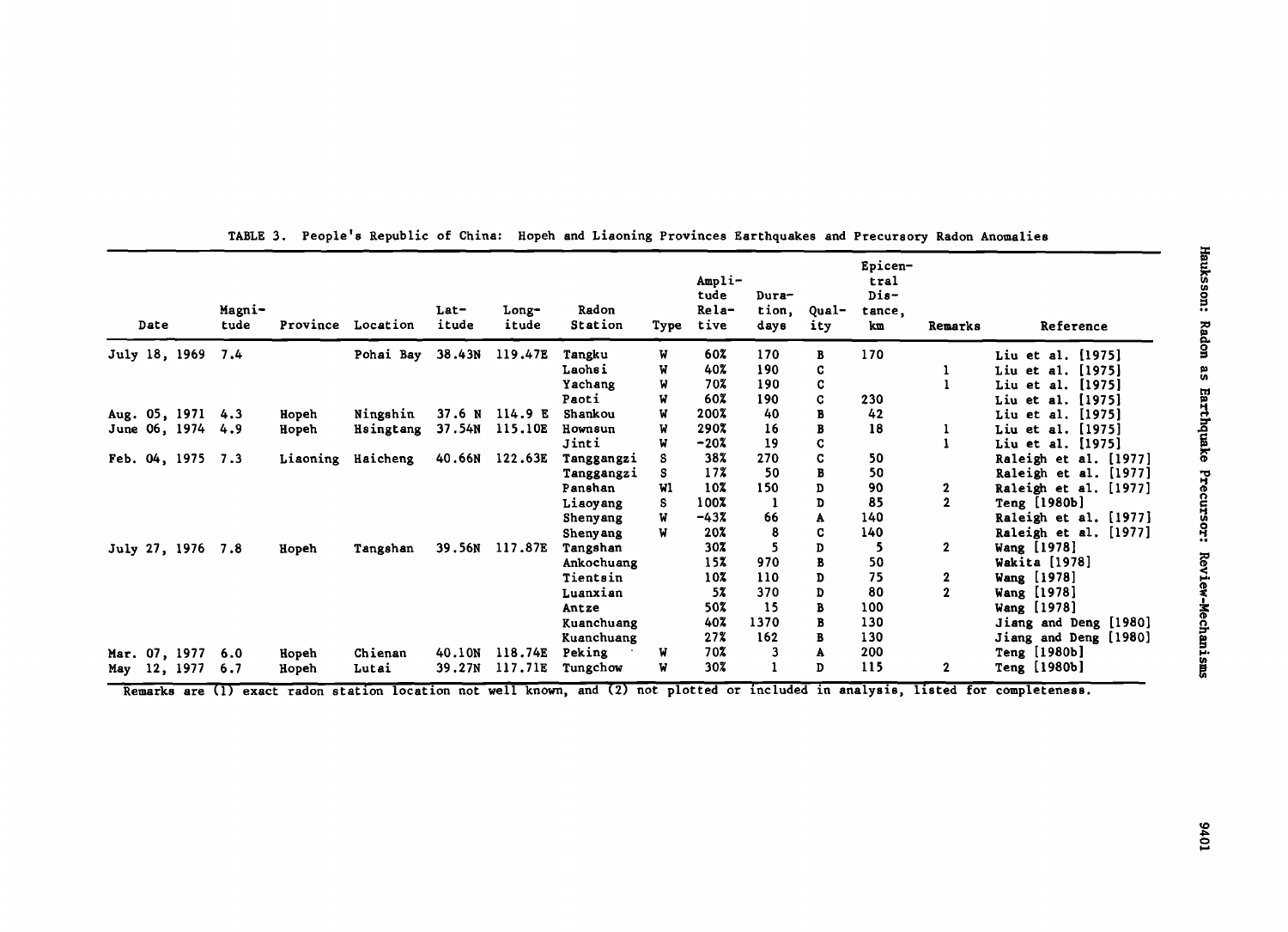TABLE 3. People's Republic of China: Hopeh and Liaoning Provinces Earthquakes and Precursory Radon Anomalies

| Date | Magnitude | Province | Location | Latitude | Longitude | Radon Station | Type | Amplitude Relative | Duration, days | Quality | Epicentral Distance, km | Remarks | Reference |
|---|---|---|---|---|---|---|---|---|---|---|---|---|---|
| July 18, 1969 | 7.4 | | Pohai Bay | 38.43N | 119.47E | Tangku | W | 60% | 170 | B | 170 | | Liu et al. [1975] |
| | | | | | | Laohsi | W | 40% | 190 | C | | 1 | Liu et al. [1975] |
| | | | | | | Yachang | W | 70% | 190 | C | | 1 | Liu et al. [1975] |
| | | | | | | Paoti | W | 60% | 190 | C | 230 | | Liu et al. [1975] |
| Aug. 05, 1971 | 4.3 | Hopeh | Ningshin | 37.6 N | 114.9 E | Shankou | W | 200% | 40 | B | 42 | | Liu et al. [1975] |
| June 06, 1974 | 4.9 | Hopeh | Hsingtang | 37.54N | 115.10E | Hownsun | W | 290% | 16 | B | 18 | 1 | Liu et al. [1975] |
| | | | | | | Jinti | W | -20% | 19 | C | | 1 | Liu et al. [1975] |
| Feb. 04, 1975 | 7.3 | Liaoning | Haicheng | 40.66N | 122.63E | Tanggangzi | S | 38% | 270 | C | 50 | | Raleigh et al. [1977] |
| | | | | | | Tanggangzi | S | 17% | 50 | B | 50 | | Raleigh et al. [1977] |
| | | | | | | Panshan | W1 | 10% | 150 | D | 90 | 2 | Raleigh et al. [1977] |
| | | | | | | Liaoyang | S | 100% | 1 | D | 85 | 2 | Teng [1980b] |
| | | | | | | Shenyang | W | -43% | 66 | A | 140 | | Raleigh et al. [1977] |
| | | | | | | Shenyang | W | 20% | 8 | C | 140 | | Raleigh et al. [1977] |
| July 27, 1976 | 7.8 | Hopeh | Tangshan | 39.56N | 117.87E | Tangshan | | 30% | 5 | D | 5 | 2 | Wang [1978] |
| | | | | | | Ankochuang | | 15% | 970 | B | 50 | | Wakita [1978] |
| | | | | | | Tientsin | | 10% | 110 | D | 75 | 2 | Wang [1978] |
| | | | | | | Luanxian | | 5% | 370 | D | 80 | 2 | Wang [1978] |
| | | | | | | Antze | | 50% | 15 | B | 100 | | Wang [1978] |
| | | | | | | Kuanchuang | | 40% | 1370 | B | 130 | | Jiang and Deng [1980] |
| | | | | | | Kuanchuang | | 27% | 162 | B | 130 | | Jiang and Deng [1980] |
| Mar. 07, 1977 | 6.0 | Hopeh | Chienan | 40.10N | 118.74E | Peking | W | 70% | 3 | A | 200 | | Teng [1980b] |
| May 12, 1977 | 6.7 | Hopeh | Lutai | 39.27N | 117.71E | Tungchow | W | 30% | 1 | D | 115 | 2 | Teng [1980b] |

Remarks are (1) exact radon station location not well known, and (2) not plotted or included in analysis, listed for completeness.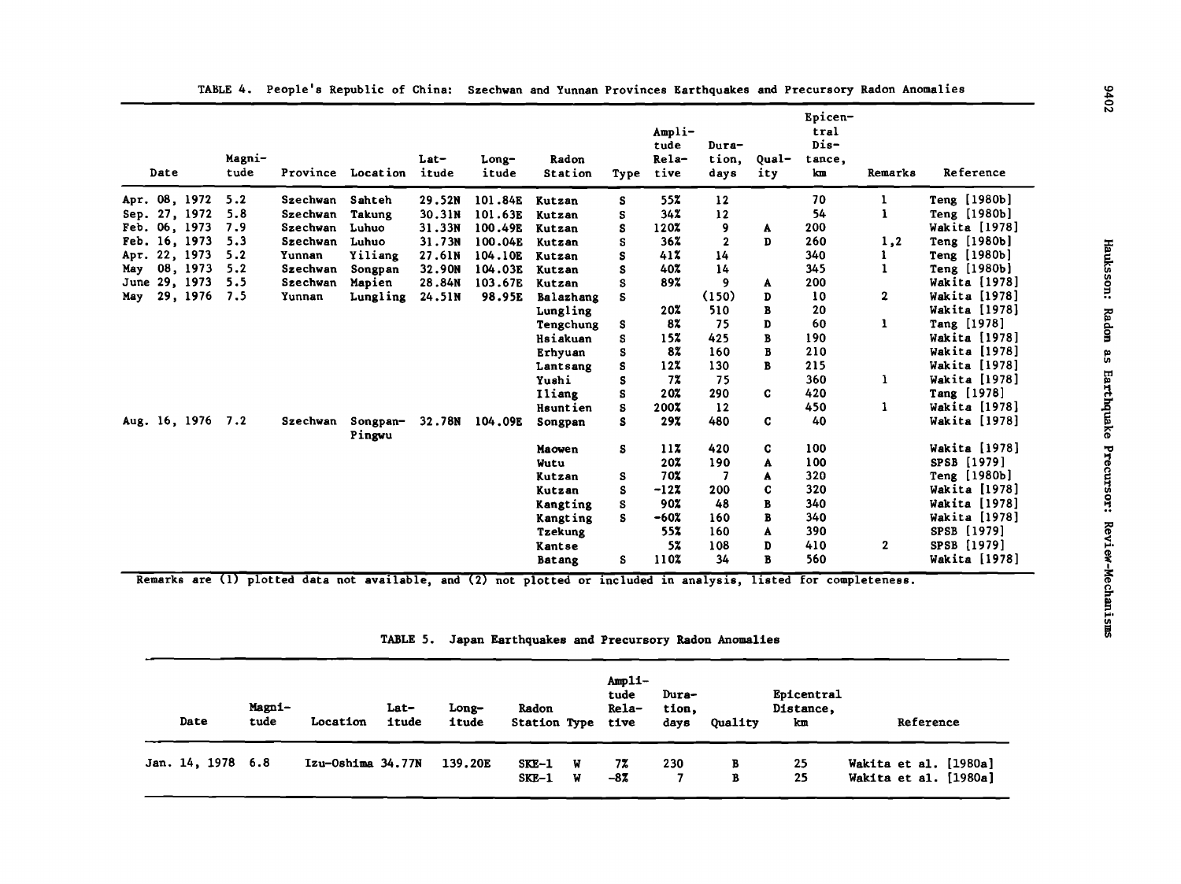TABLE 4. People's Republic of China: Szechwan and Yunnan Provinces Earthquakes and Precursory Radon Anomalies

| Date | Magnitude | Province | Location | Latitude | Longitude | Radon Station | Type | Amplitude Relative | Duration, days | Quality | Epicentral Distance, km | Remarks | Reference |
|---|---|---|---|---|---|---|---|---|---|---|---|---|---|
| Apr. 08, 1972 | 5.2 | Szechwan | Sahteh | 29.52N | 101.84E | Kutzan | S | 55% | 12 | | 70 | 1 | Teng [1980b] |
| Sep. 27, 1972 | 5.8 | Szechwan | Takung | 30.31N | 101.63E | Kutzan | S | 34% | 12 | | 54 | 1 | Teng [1980b] |
| Feb. 06, 1973 | 7.9 | Szechwan | Luhuo | 31.33N | 100.49E | Kutzan | S | 120% | 9 | A | 200 | | Wakita [1978] |
| Feb. 16, 1973 | 5.3 | Szechwan | Luhuo | 31.73N | 100.04E | Kutzan | S | 36% | 2 | D | 260 | 1,2 | Teng [1980b] |
| Apr. 22, 1973 | 5.2 | Yunnan | Yiliang | 27.61N | 104.10E | Kutzan | S | 41% | 14 | | 340 | 1 | Teng [1980b] |
| May 08, 1973 | 5.2 | Szechwan | Songpan | 32.90N | 104.03E | Kutzan | S | 40% | 14 | | 345 | 1 | Teng [1980b] |
| June 29, 1973 | 5.5 | Szechwan | Mapien | 28.84N | 103.67E | Kutzan | S | 89% | 9 | A | 200 | | Wakita [1978] |
| May 29, 1976 | 7.5 | Yunnan | Lungling | 24.51N | 98.95E | Balazhang | S | | (150) | D | 10 | 2 | Wakita [1978] |
| | | | | | | Lungling | | 20% | 510 | B | 20 | | Wakita [1978] |
| | | | | | | Tengchung | S | 8% | 75 | D | 60 | 1 | Tang [1978] |
| | | | | | | Hsiakuan | S | 15% | 425 | B | 190 | | Wakita [1978] |
| | | | | | | Erhyuan | S | 8% | 160 | B | 210 | | Wakita [1978] |
| | | | | | | Lantsang | S | 12% | 130 | B | 215 | | Wakita [1978] |
| | | | | | | Yushi | S | 7% | 75 | | 360 | 1 | Wakita [1978] |
| | | | | | | Iliang | S | 20% | 290 | C | 420 | | Tang [1978] |
| | | | | | | Hsuntien | S | 200% | 12 | | 450 | 1 | Wakita [1978] |
| Aug. 16, 1976 | 7.2 | Szechwan | Songpan-Pingwu | 32.78N | 104.09E | Songpan | S | 29% | 480 | C | 40 | | Wakita [1978] |
| | | | | | | Maowen | S | 11% | 420 | C | 100 | | Wakita [1978] |
| | | | | | | Wutu | | 20% | 190 | A | 100 | | SPSB [1979] |
| | | | | | | Kutzan | S | 70% | 7 | A | 320 | | Teng [1980b] |
| | | | | | | Kutzan | S | -12% | 200 | C | 320 | | Wakita [1978] |
| | | | | | | Kangting | S | 90% | 48 | B | 340 | | Wakita [1978] |
| | | | | | | Kangting | S | -60% | 160 | B | 340 | | Wakita [1978] |
| | | | | | | Tzekung | | 55% | 160 | A | 390 | | SPSB [1979] |
| | | | | | | Kantse | | 5% | 108 | D | 410 | 2 | SPSB [1979] |
| | | | | | | Batang | S | 110% | 34 | B | 560 | | Wakita [1978] |

Remarks are (1) plotted data not available, and (2) not plotted or included in analysis, listed for completeness.

TABLE 5. Japan Earthquakes and Precursory Radon Anomalies

| Date | Magnitude | Location | Latitude | Longitude | Radon Station | Type | Amplitude Relative | Duration, days | Quality | Epicentral Distance, km | Reference |
|---|---|---|---|---|---|---|---|---|---|---|---|
| Jan. 14, 1978 | 6.8 | Izu-Oshima | 34.77N | 139.20E | SKE-1 | W | 7% | 230 | B | 25 | Wakita et al. [1980a] |
| | | | | | SKE-1 | W | -8% | 7 | B | 25 | Wakita et al. [1980a] |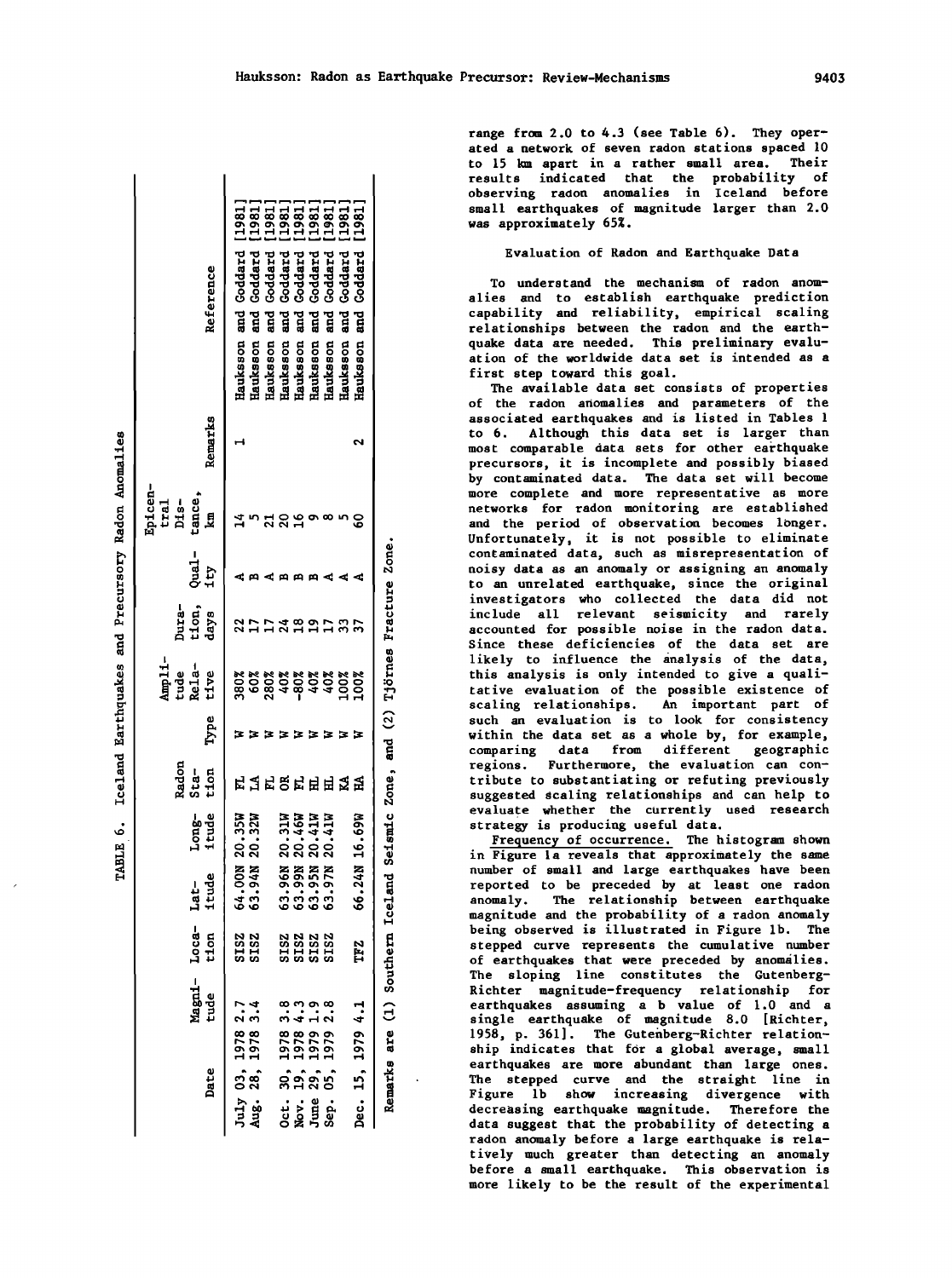TABLE 6. Iceland Earthquakes and Precursory Radon Anomalies

| Date | Magnitude | Location | Latitude | Longitude | Radon Station | Type | Amplitude Relative | Duration, days | Quality | Epicentral Distance, km | Remarks | Reference |
|---|---|---|---|---|---|---|---|---|---|---|---|---|
| July 03, 1978 | 2.7 | SISZ | 64.00N | 20.35W | FL | W | 380% | 22 | A | 14 | 1 | Hauksson and Goddard [1981] |
| Aug. 28, 1978 | 3.4 | SISZ | 63.94N | 20.32W | LA | W | 60% | 17 | B | 5 | | Hauksson and Goddard [1981] |
| | | | | | FL | W | 280% | 17 | A | 21 | | Hauksson and Goddard [1981] |
| Oct. 30, 1978 | 3.8 | SISZ | 63.96N | 20.31W | OR | W | 40% | 24 | B | 20 | | Hauksson and Goddard [1981] |
| Nov. 19, 1978 | 4.3 | SISZ | 63.99N | 20.46W | FL | W | -80% | 18 | B | 16 | | Hauksson and Goddard [1981] |
| June 29, 1979 | 1.9 | SISZ | 63.95N | 20.41W | HL | W | 40% | 19 | B | 9 | | Hauksson and Goddard [1981] |
| Sep. 05, 1979 | 2.8 | SISZ | 63.97N | 20.41W | HL | W | 40% | 17 | A | 8 | | Hauksson and Goddard [1981] |
| | | | | | KA | W | 100% | 33 | A | 5 | | Hauksson and Goddard [1981] |
| Dec. 15, 1979 | 4.1 | TFZ | 66.24N | 16.69W | HA | W | 100% | 37 | A | 60 | 2 | Hauksson and Goddard [1981] |

Remarks are (1) Southern Iceland Seismic Zone, and (2) Tjörnes Fracture Zone.

range from 2.0 to 4.3 (see Table 6). They operated a network of seven radon stations spaced 10 to 15 km apart in a rather small area. Their results indicated that the probability of observing radon anomalies in Iceland before small earthquakes of magnitude larger than 2.0 was approximately 65%.

## Evaluation of Radon and Earthquake Data

To understand the mechanism of radon anomalies and to establish earthquake prediction capability and reliability, empirical scaling relationships between the radon and the earthquake data are needed. This preliminary evaluation of the worldwide data set is intended as a first step toward this goal.

The available data set consists of properties of the radon anomalies and parameters of the associated earthquakes and is listed in Tables 1 to 6. Although this data set is larger than most comparable data sets for other earthquake precursors, it is incomplete and possibly biased by contaminated data. The data set will become more complete and more representative as more networks for radon monitoring are established and the period of observation becomes longer. Unfortunately, it is not possible to eliminate contaminated data, such as misrepresentation of noisy data as an anomaly or assigning an anomaly to an unrelated earthquake, since the original investigators who collected the data did not include all relevant seismicity and rarely accounted for possible noise in the radon data. Since these deficiencies of the data set are likely to influence the analysis of the data, this analysis is only intended to give a qualitative evaluation of the possible existence of scaling relationships. An important part of such an evaluation is to look for consistency within the data set as a whole by, for example, comparing data from different geographic regions. Furthermore, the evaluation can contribute to substantiating or refuting previously suggested scaling relationships and can help to evaluate whether the currently used research strategy is producing useful data.

Frequency of occurrence. The histogram shown in Figure 1a reveals that approximately the same number of small and large earthquakes have been reported to be preceded by at least one radon anomaly. The relationship between earthquake magnitude and the probability of a radon anomaly being observed is illustrated in Figure 1b. The stepped curve represents the cumulative number of earthquakes that were preceded by anomalies. The sloping line constitutes the Gutenberg-Richter magnitude-frequency relationship for earthquakes assuming a b value of 1.0 and a single earthquake of magnitude 8.0 [Richter, 1958, p. 361]. The Gutenberg-Richter relationship indicates that for a global average, small earthquakes are more abundant than large ones. The stepped curve and the straight line in Figure 1b show increasing divergence with decreasing earthquake magnitude. Therefore the data suggest that the probability of detecting a radon anomaly before a large earthquake is relatively much greater than detecting an anomaly before a small earthquake. This observation is more likely to be the result of the experimental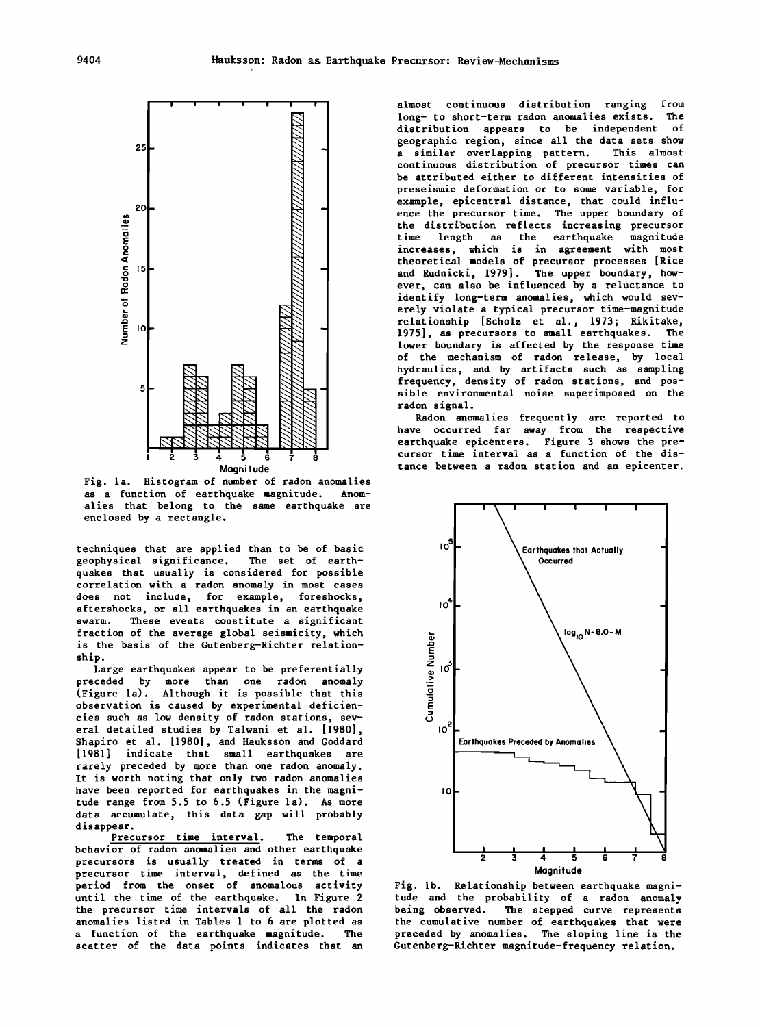Fig. 1a. Histogram of number of radon anomalies as a function of earthquake magnitude. Anomalies that belong to the same earthquake are enclosed by a rectangle.

techniques that are applied than to be of basic geophysical significance. The set of earthquakes that usually is considered for possible correlation with a radon anomaly in most cases does not include, for example, foreshocks, aftershocks, or all earthquakes in an earthquake swarm. These events constitute a significant fraction of the average global seismicity, which is the basis of the Gutenberg-Richter relationship.

Large earthquakes appear to be preferentially preceded by more than one radon anomaly (Figure 1a). Although it is possible that this observation is caused by experimental deficiencies such as low density of radon stations, several detailed studies by Talwani et al. [1980], Shapiro et al. [1980], and Hauksson and Goddard [1981] indicate that small earthquakes are rarely preceded by more than one radon anomaly. It is worth noting that only two radon anomalies have been reported for earthquakes in the magnitude range from 5.5 to 6.5 (Figure 1a). As more data accumulate, this data gap will probably disappear.

Precursor time interval. The temporal behavior of radon anomalies and other earthquake precursors is usually treated in terms of a precursor time interval, defined as the time period from the onset of anomalous activity until the time of the earthquake. In Figure 2 the precursor time intervals of all the radon anomalies listed in Tables 1 to 6 are plotted as a function of the earthquake magnitude. The scatter of the data points indicates that an almost continuous distribution ranging from long- to short-term radon anomalies exists. The distribution appears to be independent of geographic region, since all the data sets show a similar overlapping pattern. This almost continuous distribution of precursor times can be attributed either to different intensities of preseismic deformation or to some variable, for example, epicentral distance, that could influence the precursor time. The upper boundary of the distribution reflects increasing precursor time length as the earthquake magnitude increases, which is in agreement with most theoretical models of precursor processes [Rice and Rudnicki, 1979]. The upper boundary, however, can also be influenced by a reluctance to identify long-term anomalies, which would severely violate a typical precursor time-magnitude relationship [Scholz et al., 1973; Rikitake, 1975], as precursors to small earthquakes. The lower boundary is affected by the response time of the mechanism of radon release, by local hydraulics, and by artifacts such as sampling frequency, density of radon stations, and possible environmental noise superimposed on the radon signal.

Radon anomalies frequently are reported to have occurred far away from the respective earthquake epicenters. Figure 3 shows the precursor time interval as a function of the distance between a radon station and an epicenter.

Fig. 1b. Relationship between earthquake magnitude and the probability of a radon anomaly being observed. The stepped curve represents the cumulative number of earthquakes that were preceded by anomalies. The sloping line is the Gutenberg-Richter magnitude-frequency relation.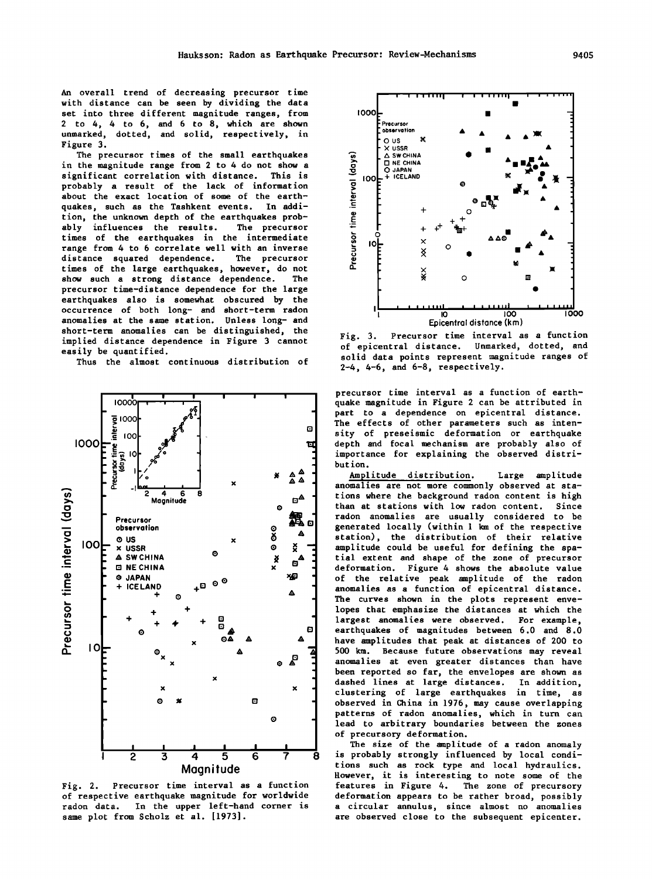An overall trend of decreasing precursor time with distance can be seen by dividing the data set into three different magnitude ranges, from 2 to 4, 4 to 6, and 6 to 8, which are shown unmarked, dotted, and solid, respectively, in Figure 3.

The precursor times of the small earthquakes in the magnitude range from 2 to 4 do not show a significant correlation with distance. This is probably a result of the lack of information about the exact location of some of the earthquakes, such as the Tashkent events. In addition, the unknown depth of the earthquakes probably influences the results. The precursor times of the earthquakes in the intermediate range from 4 to 6 correlate well with an inverse distance squared dependence. The precursor times of the large earthquakes, however, do not show such a strong distance dependence. The precursor time-distance dependence for the large earthquakes also is somewhat obscured by the occurrence of both long- and short-term radon anomalies at the same station. Unless long- and short-term anomalies can be distinguished, the implied distance dependence in Figure 3 cannot easily be quantified.

Thus the almost continuous distribution of precursor time interval as a function of earthquake magnitude in Figure 2 can be attributed in part to a dependence on epicentral distance. The effects of other parameters such as intensity of preseismic deformation or earthquake depth and focal mechanism are probably also of importance for explaining the observed distribution.

Fig. 2. Precursor time interval as a function of respective earthquake magnitude for worldwide radon data. In the upper left-hand corner is same plot from Scholz et al. [1973].

Fig. 3. Precursor time interval as a function of epicentral distance. Unmarked, dotted, and solid data points represent magnitude ranges of 2-4, 4-6, and 6-8, respectively.

Amplitude distribution. Large amplitude anomalies are not more commonly observed at stations where the background radon content is high than at stations with low radon content. Since radon anomalies are usually considered to be generated locally (within 1 km of the respective station), the distribution of their relative amplitude could be useful for defining the spatial extent and shape of the zone of precursor deformation. Figure 4 shows the absolute value of the relative peak amplitude of the radon anomalies as a function of epicentral distance. The curves shown in the plots represent envelopes that emphasize the distances at which the largest anomalies were observed. For example, earthquakes of magnitudes between 6.0 and 8.0 have amplitudes that peak at distances of 200 to 500 km. Because future observations may reveal anomalies at even greater distances than have been reported so far, the envelopes are shown as dashed lines at large distances. In addition, clustering of large earthquakes in time, as observed in China in 1976, may cause overlapping patterns of radon anomalies, which in turn can lead to arbitrary boundaries between the zones of precursory deformation.

The size of the amplitude of a radon anomaly is probably strongly influenced by local conditions such as rock type and local hydraulics. However, it is interesting to note some of the features in Figure 4. The zone of precursory deformation appears to be rather broad, possibly a circular annulus, since almost no anomalies are observed close to the subsequent epicenter.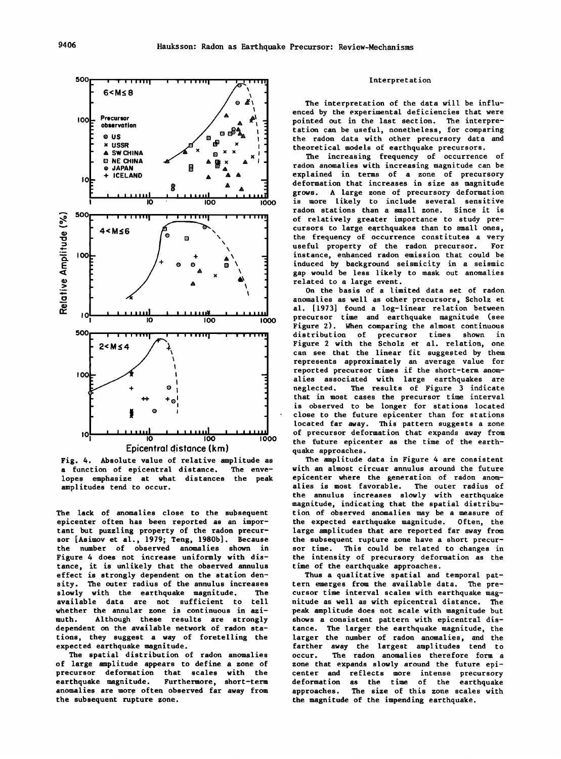Fig. 4. Absolute value of relative amplitude as a function of epicentral distance. The envelopes emphasize at what distances the peak amplitudes tend to occur.

The lack of anomalies close to the subsequent epicenter often has been reported as an important but puzzling property of the radon precursor [Asimov et al., 1979; Teng, 1980b]. Because the number of observed anomalies shown in Figure 4 does not increase uniformly with distance, it is unlikely that the observed annulus effect is strongly dependent on the station density. The outer radius of the annulus increases slowly with the earthquake magnitude. The available data are not sufficient to tell whether the annular zone is continuous in azimuth. Although these results are strongly dependent on the available network of radon stations, they suggest a way of foretelling the expected earthquake magnitude.

The spatial distribution of radon anomalies of large amplitude appears to define a zone of precursor deformation that scales with the earthquake magnitude. Furthermore, short-term anomalies are more often observed far away from the subsequent rupture zone.

## Interpretation

The interpretation of the data will be influenced by the experimental deficiencies that were pointed out in the last section. The interpretation can be useful, nonetheless, for comparing the radon data with other precursory data and theoretical models of earthquake precursors.

The increasing frequency of occurrence of radon anomalies with increasing magnitude can be explained in terms of a zone of precursory deformation that increases in size as magnitude grows. A large zone of precursory deformation is more likely to include several sensitive radon stations than a small zone. Since it is of relatively greater importance to study precursors to large earthquakes than to small ones, the frequency of occurrence constitutes a very useful property of the radon precursor. For instance, enhanced radon emission that could be induced by background seismicity in a seismic gap would be less likely to mask out anomalies related to a large event.

On the basis of a limited data set of radon anomalies as well as other precursors, Scholz et al. [1973] found a log-linear relation between precursor time and earthquake magnitude (see Figure 2). When comparing the almost continuous distribution of precursor times shown in Figure 2 with the Scholz et al. relation, one can see that the linear fit suggested by them represents approximately an average value for reported precursor times if the short-term anomalies associated with large earthquakes are neglected. The results of Figure 3 indicate that in most cases the precursor time interval is observed to be longer for stations located close to the future epicenter than for stations located far away. This pattern suggests a zone of precursor deformation that expands away from the future epicenter as the time of the earthquake approaches.

The amplitude data in Figure 4 are consistent with an almost circuar annulus around the future epicenter where the generation of radon anomalies is most favorable. The outer radius of the annulus increases slowly with earthquake magnitude, indicating that the spatial distribution of observed anomalies may be a measure of the expected earthquake magnitude. Often, the large amplitudes that are reported far away from the subsequent rupture zone have a short precursor time. This could be related to changes in the intensity of precursory deformation as the time of the earthquake approaches.

Thus a qualitative spatial and temporal pattern emerges from the available data. The precursor time interval scales with earthquake magnitude as well as with epicentral distance. The peak amplitude does not scale with magnitude but shows a consistent pattern with epicentral distance. The larger the earthquake magnitude, the larger the number of radon anomalies, and the farther away the largest amplitudes tend to occur. The radon anomalies therefore form a zone that expands slowly around the future epicenter and reflects more intense precursory deformation as the time of the earthquake approaches. The size of this zone scales with the magnitude of the impending earthquake.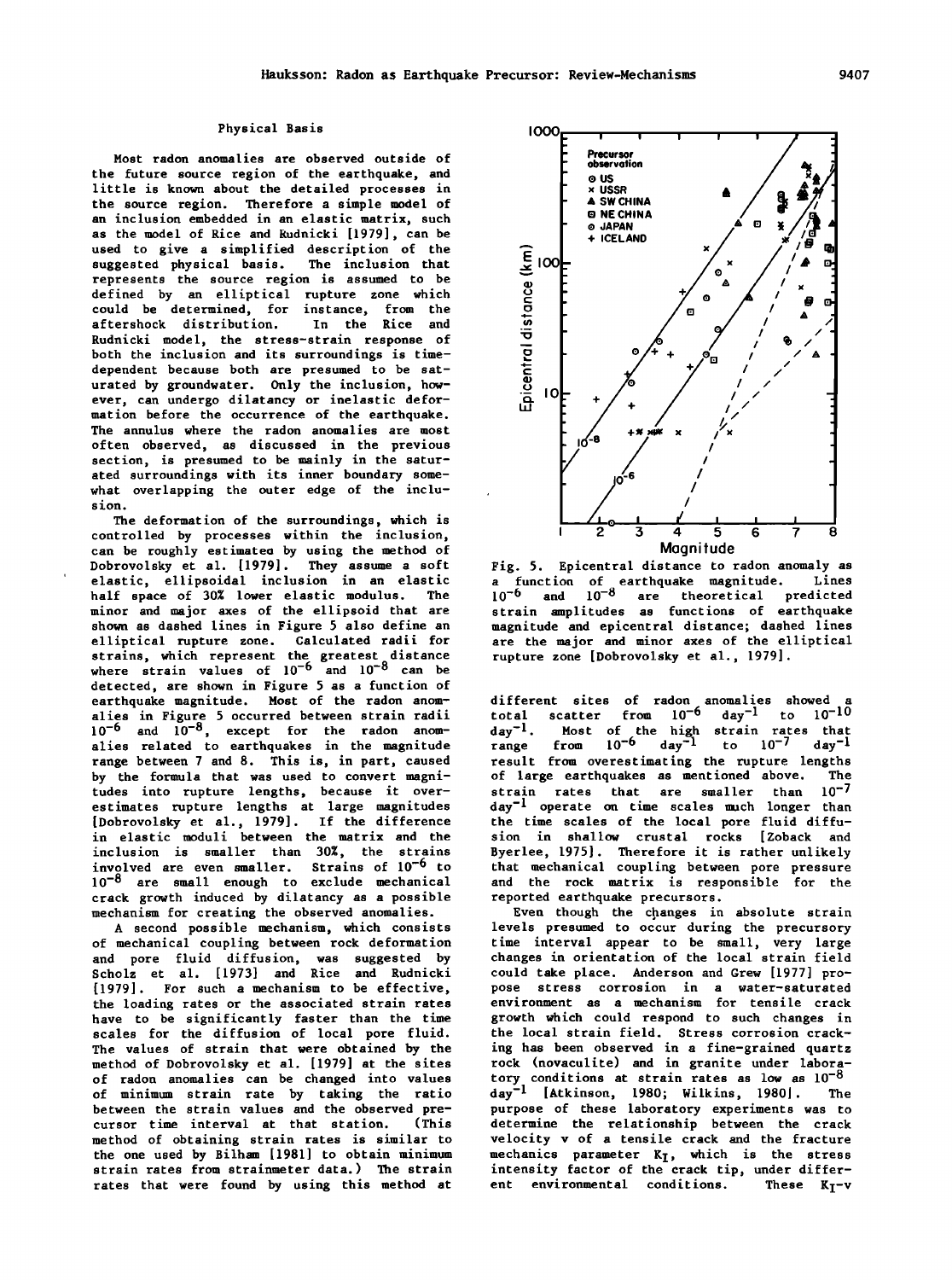## Physical Basis

Most radon anomalies are observed outside of the future source region of the earthquake, and little is known about the detailed processes in the source region. Therefore a simple model of an inclusion embedded in an elastic matrix, such as the model of Rice and Rudnicki [1979], can be used to give a simplified description of the suggested physical basis. The inclusion that represents the source region is assumed to be defined by an elliptical rupture zone which could be determined, for instance, from the aftershock distribution. In the Rice and Rudnicki model, the stress-strain response of both the inclusion and its surroundings is time-dependent because both are presumed to be saturated by groundwater. Only the inclusion, however, can undergo dilatancy or inelastic deformation before the occurrence of the earthquake. The annulus where the radon anomalies are most often observed, as discussed in the previous section, is presumed to be mainly in the saturated surroundings with its inner boundary somewhat overlapping the outer edge of the inclusion.

The deformation of the surroundings, which is controlled by processes within the inclusion, can be roughly estimated by using the method of Dobrovolsky et al. [1979]. They assume a soft elastic, ellipsoidal inclusion in an elastic half space of 30% lower elastic modulus. The minor and major axes of the ellipsoid that are shown as dashed lines in Figure 5 also define an elliptical rupture zone. Calculated radii for strains, which represent the greatest distance where strain values of $10^{-6}$ and $10^{-8}$ can be detected, are shown in Figure 5 as a function of earthquake magnitude. Most of the radon anomalies in Figure 5 occurred between strain radii $10^{-6}$ and $10^{-8}$, except for the radon anomalies related to earthquakes in the magnitude range between 7 and 8. This is, in part, caused by the formula that was used to convert magnitudes into rupture lengths, because it overestimates rupture lengths at large magnitudes [Dobrovolsky et al., 1979]. If the difference in elastic moduli between the matrix and the inclusion is smaller than 30%, the strains involved are even smaller. Strains of $10^{-6}$ to $10^{-8}$ are small enough to exclude mechanical crack growth induced by dilatancy as a possible mechanism for creating the observed anomalies.

A second possible mechanism, which consists of mechanical coupling between rock deformation and pore fluid diffusion, was suggested by Scholz et al. [1973] and Rice and Rudnicki [1979]. For such a mechanism to be effective, the loading rates or the associated strain rates have to be significantly faster than the time scales for the diffusion of local pore fluid. The values of strain that were obtained by the method of Dobrovolsky et al. [1979] at the sites of radon anomalies can be changed into values of minimum strain rate by taking the ratio between the strain values and the observed precursor time interval at that station. (This method of obtaining strain rates is similar to the one used by Bilham [1981] to obtain minimum strain rates from strainmeter data.) The strain rates that were found by using this method at

Fig. 5. Epicentral distance to radon anomaly as a function of earthquake magnitude. Lines $10^{-6}$ and $10^{-8}$ are theoretical predicted strain amplitudes as functions of earthquake magnitude and epicentral distance; dashed lines are the major and minor axes of the elliptical rupture zone [Dobrovolsky et al., 1979].

different sites of radon anomalies showed a total scatter from $10^{-6}$ $day^{-1}$ to $10^{-10}$ $day^{-1}$. Most of the high strain rates that range from $10^{-6}$ $day^{-1}$ to $10^{-7}$ $day^{-1}$ result from overestimating the rupture lengths of large earthquakes as mentioned above. The strain rates that are smaller than $10^{-7}$ $day^{-1}$ operate on time scales much longer than the time scales of the local pore fluid diffusion in shallow crustal rocks [Zoback and Byerlee, 1975]. Therefore it is rather unlikely that mechanical coupling between pore pressure and the rock matrix is responsible for the reported earthquake precursors.

Even though the changes in absolute strain levels presumed to occur during the precursory time interval appear to be small, very large changes in orientation of the local strain field could take place. Anderson and Grew [1977] propose stress corrosion in a water-saturated environment as a mechanism for tensile crack growth which could respond to such changes in the local strain field. Stress corrosion cracking has been observed in a fine-grained quartz rock (novaculite) and in granite under laboratory conditions at strain rates as low as $10^{-8}$ $day^{-1}$ [Atkinson, 1980; Wilkins, 1980]. The purpose of these laboratory experiments was to determine the relationship between the crack velocity v of a tensile crack and the fracture mechanics parameter $K_I$, which is the stress intensity factor of the crack tip, under different environmental conditions. These $K_I$-v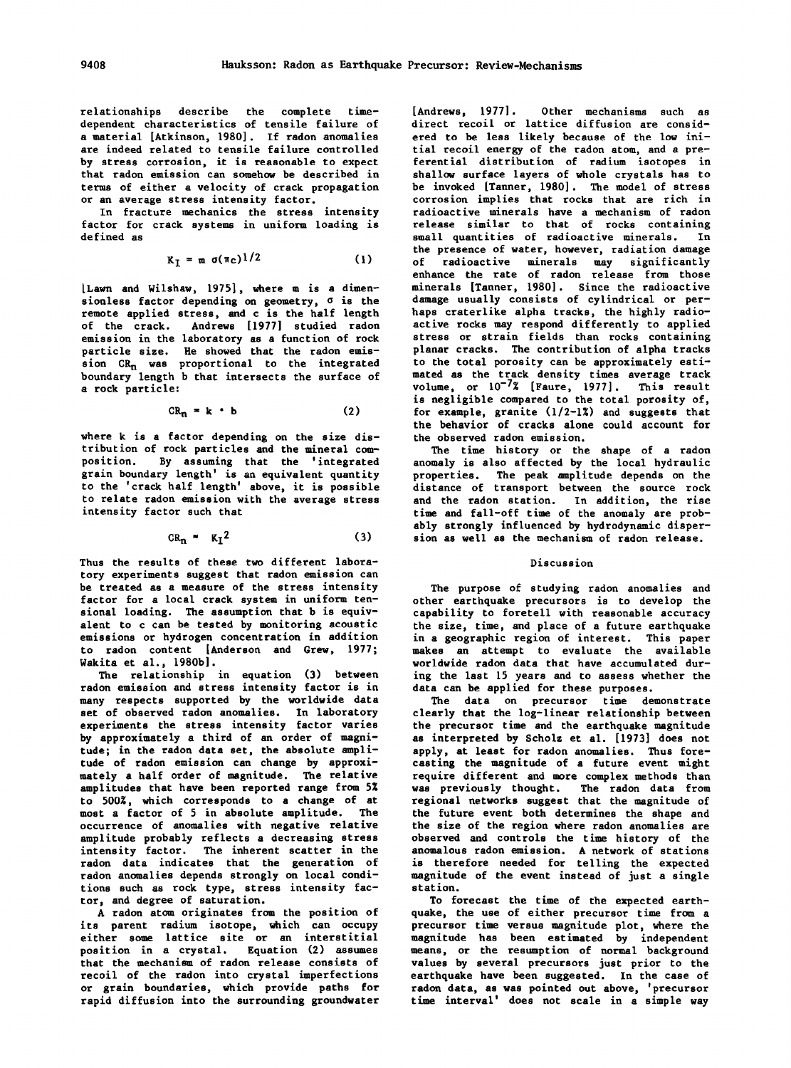relationships describe the complete time-dependent characteristics of tensile failure of a material [Atkinson, 1980]. If radon anomalies are indeed related to tensile failure controlled by stress corrosion, it is reasonable to expect that radon emission can somehow be described in terms of either a velocity of crack propagation or an average stress intensity factor.

In fracture mechanics the stress intensity factor for crack systems in uniform loading is defined as

$$K_I = m\ \sigma(\pi c)^{1/2} \tag{1}$$

[Lawn and Wilshaw, 1975], where m is a dimensionless factor depending on geometry, $\sigma$ is the remote applied stress, and c is the half length of the crack. Andrews [1977] studied radon emission in the laboratory as a function of rock particle size. He showed that the radon emission $CR_n$ was proportional to the integrated boundary length b that intersects the surface of a rock particle:

$$CR_n = k \cdot b \tag{2}$$

where k is a factor depending on the size distribution of rock particles and the mineral composition. By assuming that the 'integrated grain boundary length' is an equivalent quantity to the 'crack half length' above, it is possible to relate radon emission with the average stress intensity factor such that

$$CR_n \approx K_I^2 \tag{3}$$

Thus the results of these two different laboratory experiments suggest that radon emission can be treated as a measure of the stress intensity factor for a local crack system in uniform tensional loading. The assumption that b is equivalent to c can be tested by monitoring acoustic emissions or hydrogen concentration in addition to radon content [Anderson and Grew, 1977; Wakita et al., 1980b].

The relationship in equation (3) between radon emission and stress intensity factor is in many respects supported by the worldwide data set of observed radon anomalies. In laboratory experiments the stress intensity factor varies by approximately a third of an order of magnitude; in the radon data set, the absolute amplitude of radon emission can change by approximately a half order of magnitude. The relative amplitudes that have been reported range from 5% to 500%, which corresponds to a change of at most a factor of 5 in absolute amplitude. The occurrence of anomalies with negative relative amplitude probably reflects a decreasing stress intensity factor. The inherent scatter in the radon data indicates that the generation of radon anomalies depends strongly on local conditions such as rock type, stress intensity factor, and degree of saturation.

A radon atom originates from the position of its parent radium isotope, which can occupy either some lattice site or an interstitial position in a crystal. Equation (2) assumes that the mechanism of radon release consists of recoil of the radon into crystal imperfections or grain boundaries, which provide paths for rapid diffusion into the surrounding groundwater [Andrews, 1977]. Other mechanisms such as direct recoil or lattice diffusion are considered to be less likely because of the low initial recoil energy of the radon atom, and a preferential distribution of radium isotopes in shallow surface layers of whole crystals has to be invoked [Tanner, 1980]. The model of stress corrosion implies that rocks that are rich in radioactive minerals have a mechanism of radon release similar to that of rocks containing small quantities of radioactive minerals. In the presence of water, however, radiation damage of radioactive minerals may significantly enhance the rate of radon release from those minerals [Tanner, 1980]. Since the radioactive damage usually consists of cylindrical or perhaps craterlike alpha tracks, the highly radioactive rocks may respond differently to applied stress or strain fields than rocks containing planar cracks. The contribution of alpha tracks to the total porosity can be approximately estimated as the track density times average track volume, or $10^{-7}$% [Faure, 1977]. This result is negligible compared to the total porosity of, for example, granite (1/2-1%) and suggests that the behavior of cracks alone could account for the observed radon emission.

The time history or the shape of a radon anomaly is also affected by the local hydraulic properties. The peak amplitude depends on the distance of transport between the source rock and the radon station. In addition, the rise time and fall-off time of the anomaly are probably strongly influenced by hydrodynamic dispersion as well as the mechanism of radon release.

## Discussion

The purpose of studying radon anomalies and other earthquake precursors is to develop the capability to foretell with reasonable accuracy the size, time, and place of a future earthquake in a geographic region of interest. This paper makes an attempt to evaluate the available worldwide radon data that have accumulated during the last 15 years and to assess whether the data can be applied for these purposes.

The data on precursor time demonstrate clearly that the log-linear relationship between the precursor time and the earthquake magnitude as interpreted by Scholz et al. [1973] does not apply, at least for radon anomalies. Thus forecasting the magnitude of a future event might require different and more complex methods than was previously thought. The radon data from regional networks suggest that the magnitude of the future event both determines the shape and the size of the region where radon anomalies are observed and controls the time history of the anomalous radon emission. A network of stations is therefore needed for telling the expected magnitude of the event instead of just a single station.

To forecast the time of the expected earthquake, the use of either precursor time from a precursor time versus magnitude plot, where the magnitude has been estimated by independent means, or the resumption of normal background values by several precursors just prior to the earthquake have been suggested. In the case of radon data, as was pointed out above, 'precursor time interval' does not scale in a simple way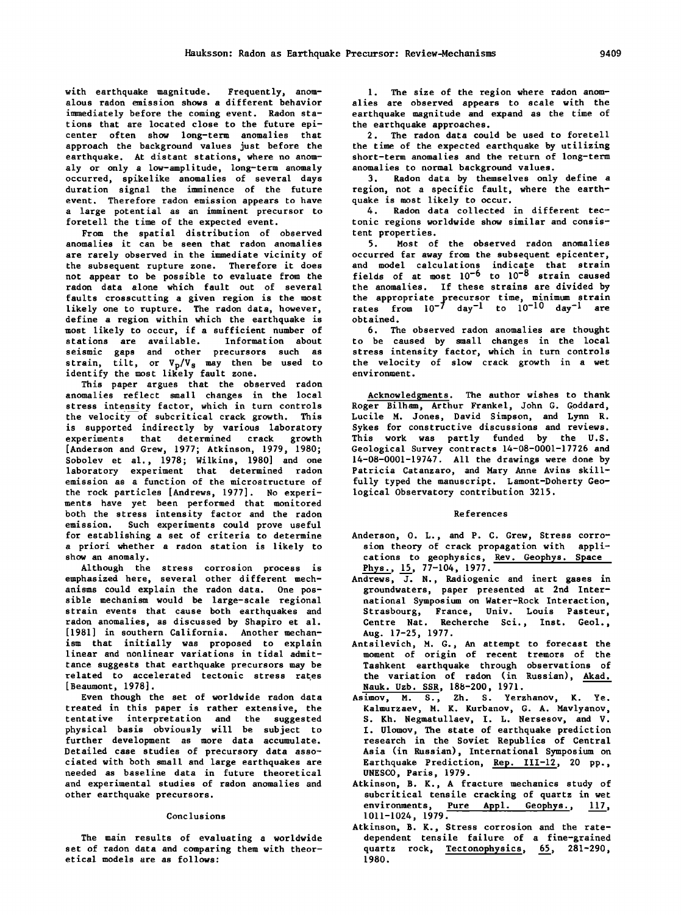with earthquake magnitude. Frequently, anomalous radon emission shows a different behavior immediately before the coming event. Radon stations that are located close to the future epicenter often show long-term anomalies that approach the background values just before the earthquake. At distant stations, where no anomaly or only a low-amplitude, long-term anomaly occurred, spikelike anomalies of several days duration signal the imminence of the future event. Therefore radon emission appears to have a large potential as an imminent precursor to foretell the time of the expected event.

From the spatial distribution of observed anomalies it can be seen that radon anomalies are rarely observed in the immediate vicinity of the subsequent rupture zone. Therefore it does not appear to be possible to evaluate from the radon data alone which fault out of several faults crosscutting a given region is the most likely one to rupture. The radon data, however, define a region within which the earthquake is most likely to occur, if a sufficient number of stations are available. Information about seismic gaps and other precursors such as strain, tilt, or $V_p/V_s$ may then be used to identify the most likely fault zone.

This paper argues that the observed radon anomalies reflect small changes in the local stress intensity factor, which in turn controls the velocity of subcritical crack growth. This is supported indirectly by various laboratory experiments that determined crack growth [Anderson and Grew, 1977; Atkinson, 1979, 1980; Sobolev et al., 1978; Wilkins, 1980] and one laboratory experiment that determined radon emission as a function of the microstructure of the rock particles [Andrews, 1977]. No experiments have yet been performed that monitored both the stress intensity factor and the radon emission. Such experiments could prove useful for establishing a set of criteria to determine a priori whether a radon station is likely to show an anomaly.

Although the stress corrosion process is emphasized here, several other different mechanisms could explain the radon data. One possible mechanism would be large-scale regional strain events that cause both earthquakes and radon anomalies, as discussed by Shapiro et al. [1981] in southern California. Another mechanism that initially was proposed to explain linear and nonlinear variations in tidal admittance suggests that earthquake precursors may be related to accelerated tectonic stress rates [Beaumont, 1978].

Even though the set of worldwide radon data treated in this paper is rather extensive, the tentative interpretation and the suggested physical basis obviously will be subject to further development as more data accumulate. Detailed case studies of precursory data associated with both small and large earthquakes are needed as baseline data in future theoretical and experimental studies of radon anomalies and other earthquake precursors.

## Conclusions

The main results of evaluating a worldwide set of radon data and comparing them with theoretical models are as follows:

1. The size of the region where radon anomalies are observed appears to scale with the earthquake magnitude and expand as the time of the earthquake approaches.
2. The radon data could be used to foretell the time of the expected earthquake by utilizing short-term anomalies and the return of long-term anomalies to normal background values.
3. Radon data by themselves only define a region, not a specific fault, where the earthquake is most likely to occur.
4. Radon data collected in different tectonic regions worldwide show similar and consistent properties.
5. Most of the observed radon anomalies occurred far away from the subsequent epicenter, and model calculations indicate that strain fields of at most $10^{-6}$ to $10^{-8}$ strain caused the anomalies. If these strains are divided by the appropriate precursor time, minimum strain rates from $10^{-7}$ day$^{-1}$ to $10^{-10}$ day$^{-1}$ are obtained.
6. The observed radon anomalies are thought to be caused by small changes in the local stress intensity factor, which in turn controls the velocity of slow crack growth in a wet environment.

Acknowledgments. The author wishes to thank Roger Bilham, Arthur Frankel, John G. Goddard, Lucile M. Jones, David Simpson, and Lynn R. Sykes for constructive discussions and reviews. This work was partly funded by the U.S. Geological Survey contracts 14-08-0001-17726 and 14-08-0001-19747. All the drawings were done by Patricia Catanzaro, and Mary Anne Avins skillfully typed the manuscript. Lamont-Doherty Geological Observatory contribution 3215.

## References

Anderson, O. L., and P. C. Grew, Stress corrosion theory of crack propagation with applications to geophysics, *Rev. Geophys. Space Phys.*, *15*, 77-104, 1977.

Andrews, J. N., Radiogenic and inert gases in groundwaters, paper presented at 2nd International Symposium on Water-Rock Interaction, Strasbourg, France, Univ. Louis Pasteur, Centre Nat. Recherche Sci., Inst. Geol., Aug. 17-25, 1977.

Antsilevich, M. G., An attempt to forecast the moment of origin of recent tremors of the Tashkent earthquake through observations of the variation of radon (in Russian), *Akad. Nauk. Uzb. SSR*, 188-200, 1971.

Asimov, M. S., Zh. S. Yerzhanov, K. Ye. Kalmurzaev, M. K. Kurbanov, G. A. Mavlyanov, S. Kh. Negmatullaev, I. L. Nersesov, and V. I. Ulomov, The state of earthquake prediction research in the Soviet Republics of Central Asia (in Russian), International Symposium on Earthquake Prediction, *Rep. III-12*, 20 pp., UNESCO, Paris, 1979.

Atkinson, B. K., A fracture mechanics study of subcritical tensile cracking of quartz in wet environments, *Pure Appl. Geophys.*, *117*, 1011-1024, 1979.

Atkinson, B. K., Stress corrosion and the rate-dependent tensile failure of a fine-grained quartz rock, *Tectonophysics*, *65*, 281-290, 1980.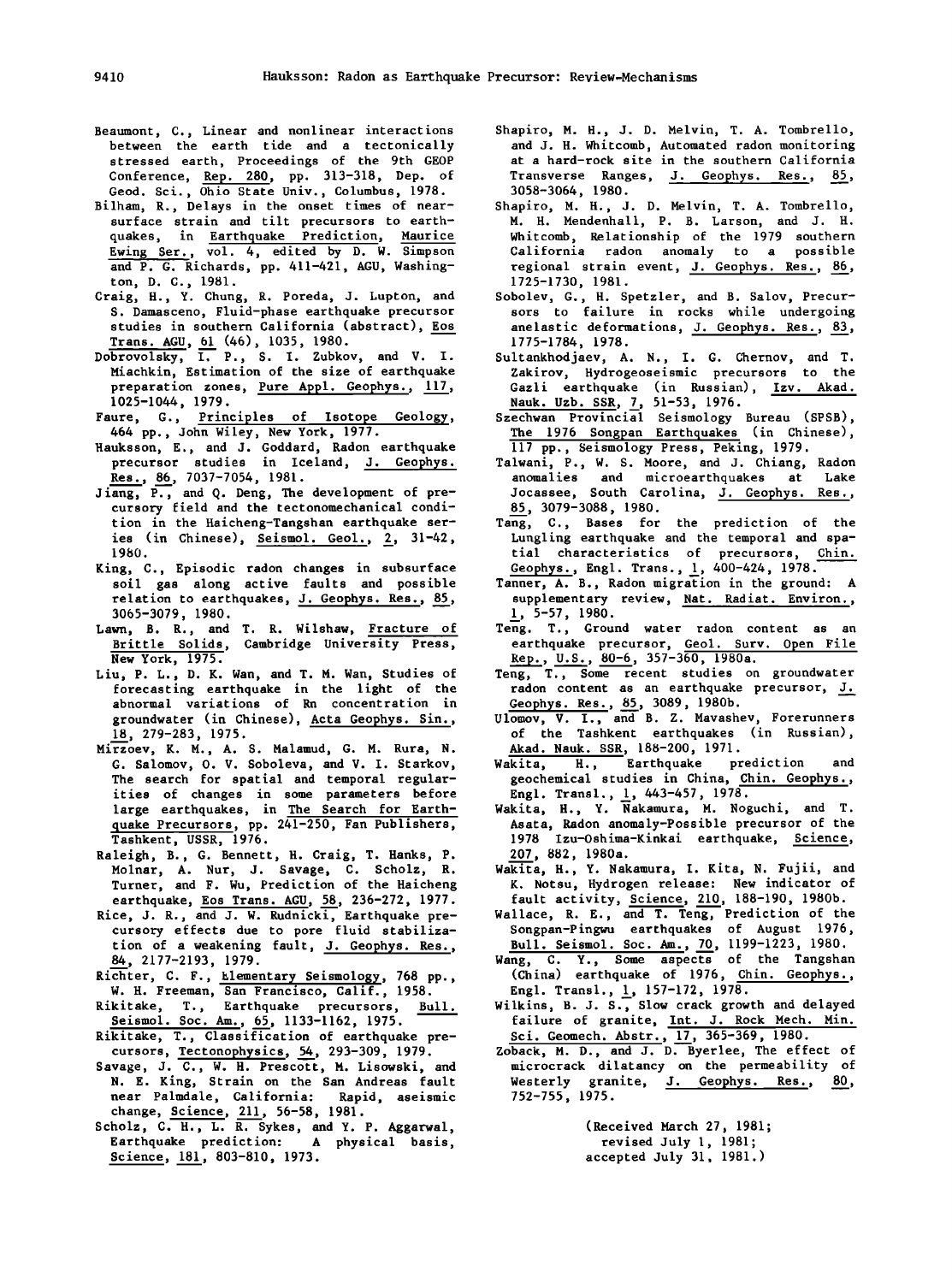Beaumont, C., Linear and nonlinear interactions between the earth tide and a tectonically stressed earth, Proceedings of the 9th GEOP Conference, Rep. 280, pp. 313-318, Dep. of Geod. Sci., Ohio State Univ., Columbus, 1978.

Bilham, R., Delays in the onset times of near-surface strain and tilt precursors to earthquakes, in Earthquake Prediction, Maurice Ewing Ser., vol. 4, edited by D. W. Simpson and P. G. Richards, pp. 411-421, AGU, Washington, D. C., 1981.

Craig, H., Y. Chung, R. Poreda, J. Lupton, and S. Damasceno, Fluid-phase earthquake precursor studies in southern California (abstract), Eos Trans. AGU, 61 (46), 1035, 1980.

Dobrovolsky, I. P., S. I. Zubkov, and V. I. Miachkin, Estimation of the size of earthquake preparation zones, Pure Appl. Geophys., 117, 1025-1044, 1979.

Faure, G., Principles of Isotope Geology, 464 pp., John Wiley, New York, 1977.

Hauksson, E., and J. Goddard, Radon earthquake precursor studies in Iceland, J. Geophys. Res., 86, 7037-7054, 1981.

Jiang, P., and Q. Deng, The development of precursory field and the tectonomechanical condition in the Haicheng-Tangshan earthquake series (in Chinese), Seismol. Geol., 2, 31-42, 1980.

King, C., Episodic radon changes in subsurface soil gas along active faults and possible relation to earthquakes, J. Geophys. Res., 85, 3065-3079, 1980.

Lawn, B. R., and T. R. Wilshaw, Fracture of Brittle Solids, Cambridge University Press, New York, 1975.

Liu, P. L., D. K. Wan, and T. M. Wan, Studies of forecasting earthquake in the light of the abnormal variations of Rn concentration in groundwater (in Chinese), Acta Geophys. Sin., 18, 279-283, 1975.

Mirzoev, K. M., A. S. Malamud, G. M. Rura, N. G. Salomov, O. V. Soboleva, and V. I. Starkov, The search for spatial and temporal regularities of changes in some parameters before large earthquakes, in The Search for Earthquake Precursors, pp. 241-250, Fan Publishers, Tashkent, USSR, 1976.

Raleigh, B., G. Bennett, H. Craig, T. Hanks, P. Molnar, A. Nur, J. Savage, C. Scholz, R. Turner, and F. Wu, Prediction of the Haicheng earthquake, Eos Trans. AGU, 58, 236-272, 1977.

Rice, J. R., and J. W. Rudnicki, Earthquake precursory effects due to pore fluid stabilization of a weakening fault, J. Geophys. Res., 84, 2177-2193, 1979.

Richter, C. F., Elementary Seismology, 768 pp., W. H. Freeman, San Francisco, Calif., 1958.

Rikitake, T., Earthquake precursors, Bull. Seismol. Soc. Am., 65, 1133-1162, 1975.

Rikitake, T., Classification of earthquake precursors, Tectonophysics, 54, 293-309, 1979.

Savage, J. C., W. H. Prescott, M. Lisowski, and N. E. King, Strain on the San Andreas fault near Palmdale, California: Rapid, aseismic change, Science, 211, 56-58, 1981.

Scholz, C. H., L. R. Sykes, and Y. P. Aggarwal, Earthquake prediction: A physical basis, Science, 181, 803-810, 1973.

Shapiro, M. H., J. D. Melvin, T. A. Tombrello, and J. H. Whitcomb, Automated radon monitoring at a hard-rock site in the southern California Transverse Ranges, J. Geophys. Res., 85, 3058-3064, 1980.

Shapiro, M. H., J. D. Melvin, T. A. Tombrello, M. H. Mendenhall, P. B. Larson, and J. H. Whitcomb, Relationship of the 1979 southern California radon anomaly to a possible regional strain event, J. Geophys. Res., 86, 1725-1730, 1981.

Sobolev, G., H. Spetzler, and B. Salov, Precursors to failure in rocks while undergoing anelastic deformations, J. Geophys. Res., 83, 1775-1784, 1978.

Sultankhodjaev, A. N., I. G. Chernov, and T. Zakirov, Hydrogeoseismic precursors to the Gazli earthquake (in Russian), Izv. Akad. Nauk. Uzb. SSR, 7, 51-53, 1976.

Szechwan Provincial Seismology Bureau (SPSB), The 1976 Songpan Earthquakes (in Chinese), 117 pp., Seismology Press, Peking, 1979.

Talwani, P., W. S. Moore, and J. Chiang, Radon anomalies and microearthquakes at Lake Jocassee, South Carolina, J. Geophys. Res., 85, 3079-3088, 1980.

Tang, C., Bases for the prediction of the Lungling earthquake and the temporal and spatial characteristics of precursors, Chin. Geophys., Engl. Trans., 1, 400-424, 1978.

Tanner, A. B., Radon migration in the ground: A supplementary review, Nat. Radiat. Environ., 1, 5-57, 1980.

Teng, T., Ground water radon content as an earthquake precursor, Geol. Surv. Open File Rep., U.S., 80-6, 357-360, 1980a.

Teng, T., Some recent studies on groundwater radon content as an earthquake precursor, J. Geophys. Res., 85, 3089, 1980b.

Ulomov, V. I., and B. Z. Mavashev, Forerunners of the Tashkent earthquakes (in Russian), Akad. Nauk. SSR, 188-200, 1971.

Wakita, H., Earthquake prediction and geochemical studies in China, Chin. Geophys., Engl. Transl., 1, 443-457, 1978.

Wakita, H., Y. Nakamura, M. Noguchi, and T. Asata, Radon anomaly-Possible precursor of the 1978 Izu-Oshima-Kinkai earthquake, Science, 207, 882, 1980a.

Wakita, H., Y. Nakamura, I. Kita, N. Fujii, and K. Notsu, Hydrogen release: New indicator of fault activity, Science, 210, 188-190, 1980b.

Wallace, R. E., and T. Teng, Prediction of the Songpan-Pingwu earthquakes of August 1976, Bull. Seismol. Soc. Am., 70, 1199-1223, 1980.

Wang, C. Y., Some aspects of the Tangshan (China) earthquake of 1976, Chin. Geophys., Engl. Transl., 1, 157-172, 1978.

Wilkins, B. J. S., Slow crack growth and delayed failure of granite, Int. J. Rock Mech. Min. Sci. Geomech. Abstr., 17, 365-369, 1980.

Zoback, M. D., and J. D. Byerlee, The effect of microcrack dilatancy on the permeability of Westerly granite, J. Geophys. Res., 80, 752-755, 1975.

(Received March 27, 1981;
revised July 1, 1981;
accepted July 31, 1981.)